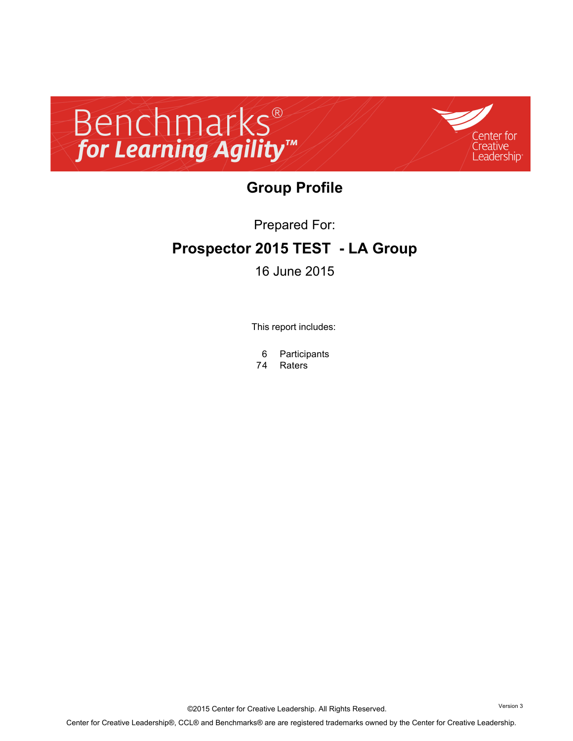# Benchmarks®

***for Learning Agility™***

Center for Creative Leadership®

## Group Profile

Prepared For:

**Prospector 2015 TEST - LA Group**

16 June 2015

This report includes:

6 Participants
74 Raters

©2015 Center for Creative Leadership. All Rights Reserved.

Version 3

Center for Creative Leadership®, CCL® and Benchmarks® are are registered trademarks owned by the Center for Creative Leadership.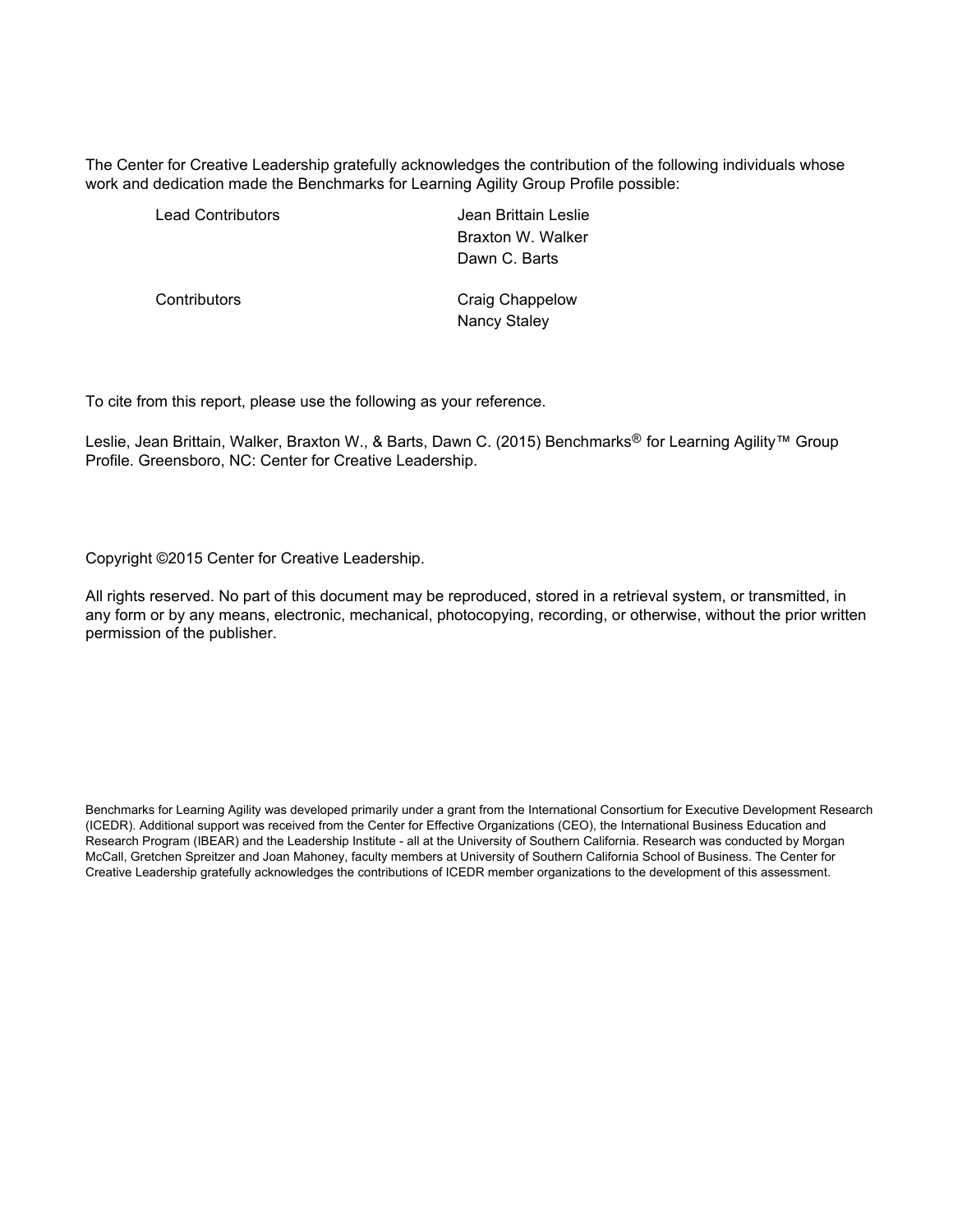The Center for Creative Leadership gratefully acknowledges the contribution of the following individuals whose work and dedication made the Benchmarks for Learning Agility Group Profile possible:

| | |
|---|---|
| Lead Contributors | Jean Brittain Leslie<br>Braxton W. Walker<br>Dawn C. Barts |
| Contributors | Craig Chappelow<br>Nancy Staley |

To cite from this report, please use the following as your reference.

Leslie, Jean Brittain, Walker, Braxton W., & Barts, Dawn C. (2015) Benchmarks® for Learning Agility™ Group Profile. Greensboro, NC: Center for Creative Leadership.

Copyright ©2015 Center for Creative Leadership.

All rights reserved. No part of this document may be reproduced, stored in a retrieval system, or transmitted, in any form or by any means, electronic, mechanical, photocopying, recording, or otherwise, without the prior written permission of the publisher.

Benchmarks for Learning Agility was developed primarily under a grant from the International Consortium for Executive Development Research (ICEDR). Additional support was received from the Center for Effective Organizations (CEO), the International Business Education and Research Program (IBEAR) and the Leadership Institute - all at the University of Southern California. Research was conducted by Morgan McCall, Gretchen Spreitzer and Joan Mahoney, faculty members at University of Southern California School of Business. The Center for Creative Leadership gratefully acknowledges the contributions of ICEDR member organizations to the development of this assessment.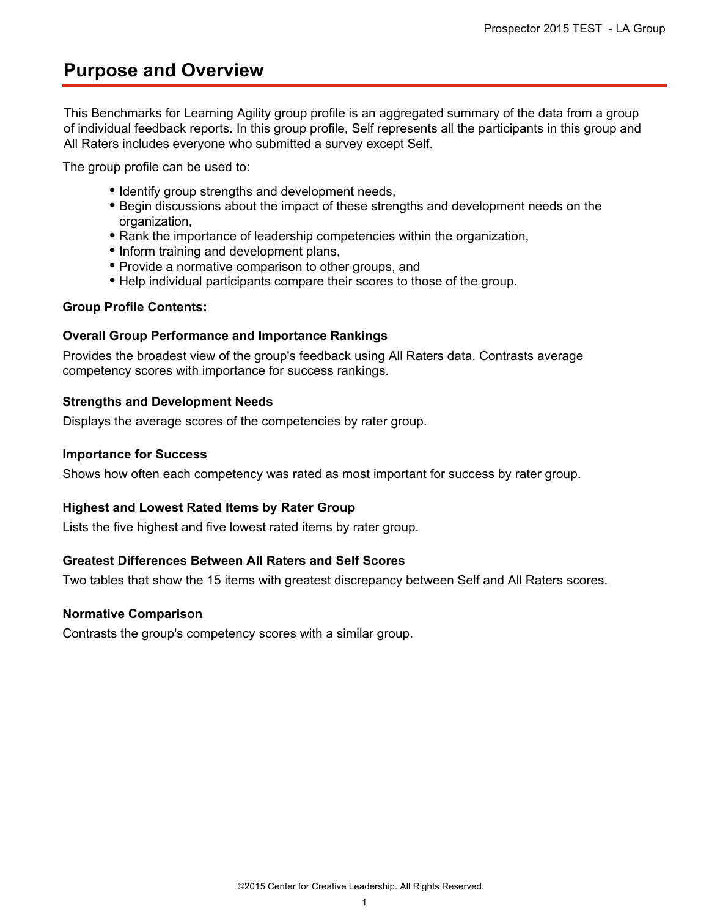# Purpose and Overview

This Benchmarks for Learning Agility group profile is an aggregated summary of the data from a group of individual feedback reports. In this group profile, Self represents all the participants in this group and All Raters includes everyone who submitted a survey except Self.

The group profile can be used to:

- Identify group strengths and development needs,
- Begin discussions about the impact of these strengths and development needs on the organization,
- Rank the importance of leadership competencies within the organization,
- Inform training and development plans,
- Provide a normative comparison to other groups, and
- Help individual participants compare their scores to those of the group.

**Group Profile Contents:**

**Overall Group Performance and Importance Rankings**

Provides the broadest view of the group's feedback using All Raters data. Contrasts average competency scores with importance for success rankings.

**Strengths and Development Needs**

Displays the average scores of the competencies by rater group.

**Importance for Success**

Shows how often each competency was rated as most important for success by rater group.

**Highest and Lowest Rated Items by Rater Group**

Lists the five highest and five lowest rated items by rater group.

**Greatest Differences Between All Raters and Self Scores**

Two tables that show the 15 items with greatest discrepancy between Self and All Raters scores.

**Normative Comparison**

Contrasts the group's competency scores with a similar group.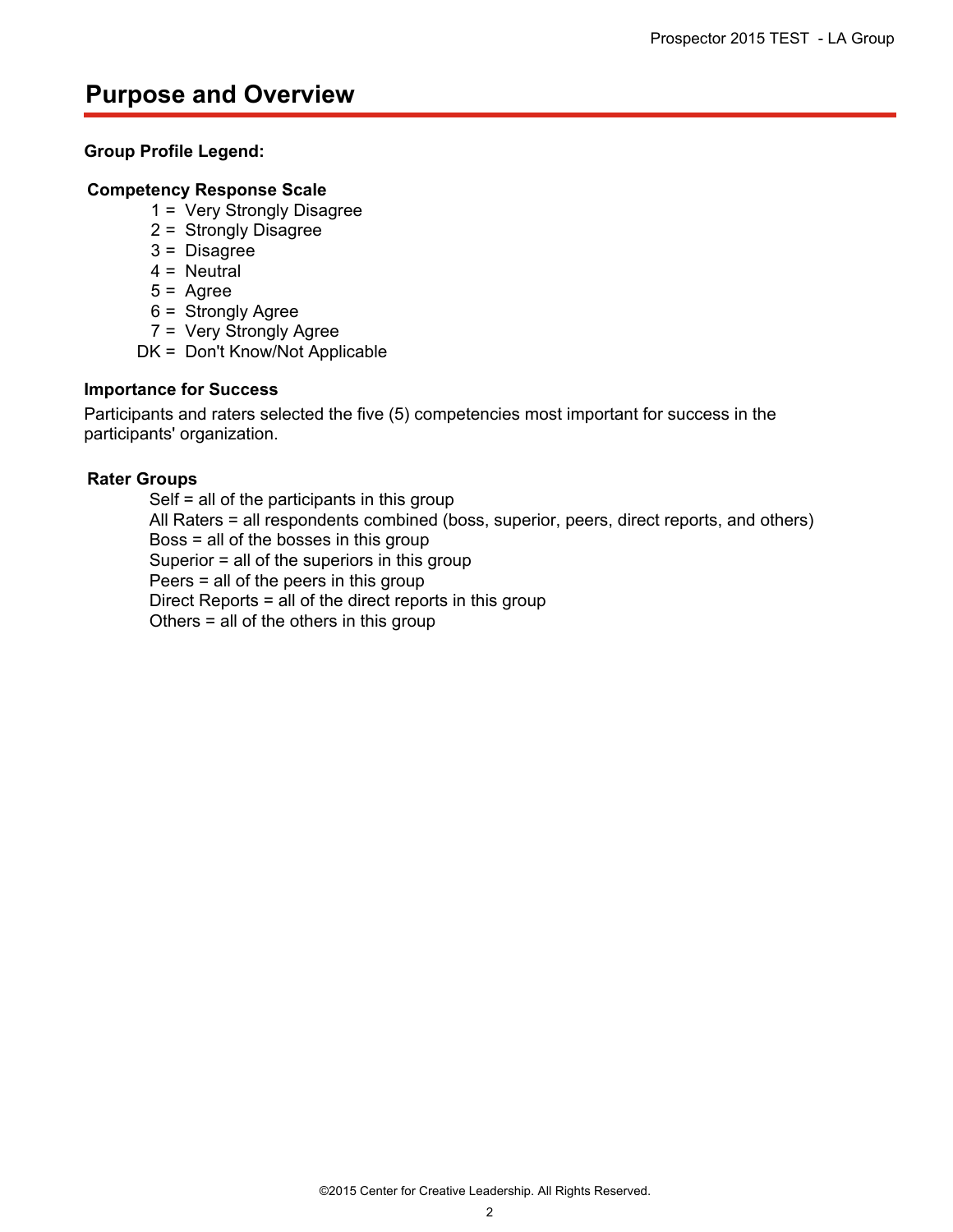# Purpose and Overview

**Group Profile Legend:**

**Competency Response Scale**

- 1 = Very Strongly Disagree
- 2 = Strongly Disagree
- 3 = Disagree
- 4 = Neutral
- 5 = Agree
- 6 = Strongly Agree
- 7 = Very Strongly Agree
- DK = Don't Know/Not Applicable

**Importance for Success**

Participants and raters selected the five (5) competencies most important for success in the participants' organization.

**Rater Groups**

- Self = all of the participants in this group
- All Raters = all respondents combined (boss, superior, peers, direct reports, and others)
- Boss = all of the bosses in this group
- Superior = all of the superiors in this group
- Peers = all of the peers in this group
- Direct Reports = all of the direct reports in this group
- Others = all of the others in this group

©2015 Center for Creative Leadership. All Rights Reserved.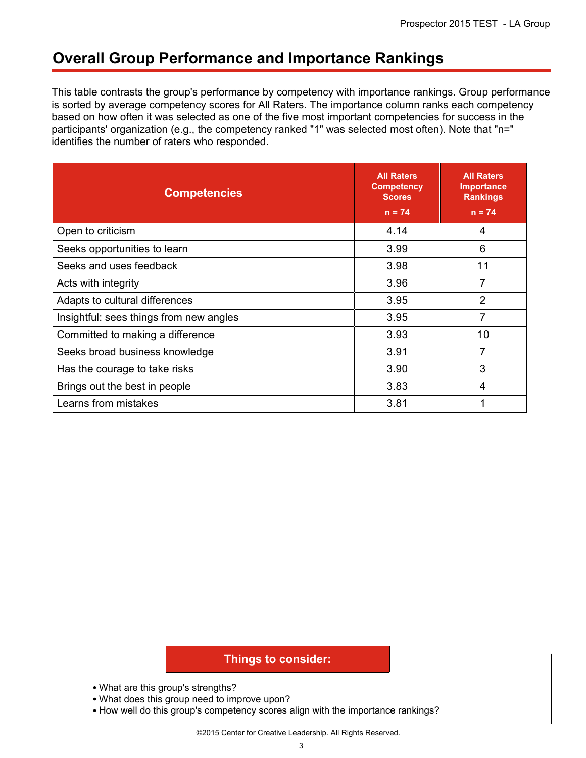## Overall Group Performance and Importance Rankings

This table contrasts the group's performance by competency with importance rankings. Group performance is sorted by average competency scores for All Raters. The importance column ranks each competency based on how often it was selected as one of the five most important competencies for success in the participants' organization (e.g., the competency ranked "1" was selected most often). Note that "n=" identifies the number of raters who responded.

| Competencies | All Raters Competency Scores n = 74 | All Raters Importance Rankings n = 74 |
|---|---|---|
| Open to criticism | 4.14 | 4 |
| Seeks opportunities to learn | 3.99 | 6 |
| Seeks and uses feedback | 3.98 | 11 |
| Acts with integrity | 3.96 | 7 |
| Adapts to cultural differences | 3.95 | 2 |
| Insightful: sees things from new angles | 3.95 | 7 |
| Committed to making a difference | 3.93 | 10 |
| Seeks broad business knowledge | 3.91 | 7 |
| Has the courage to take risks | 3.90 | 3 |
| Brings out the best in people | 3.83 | 4 |
| Learns from mistakes | 3.81 | 1 |

**Things to consider:**

- What are this group's strengths?
- What does this group need to improve upon?
- How well do this group's competency scores align with the importance rankings?

©2015 Center for Creative Leadership. All Rights Reserved.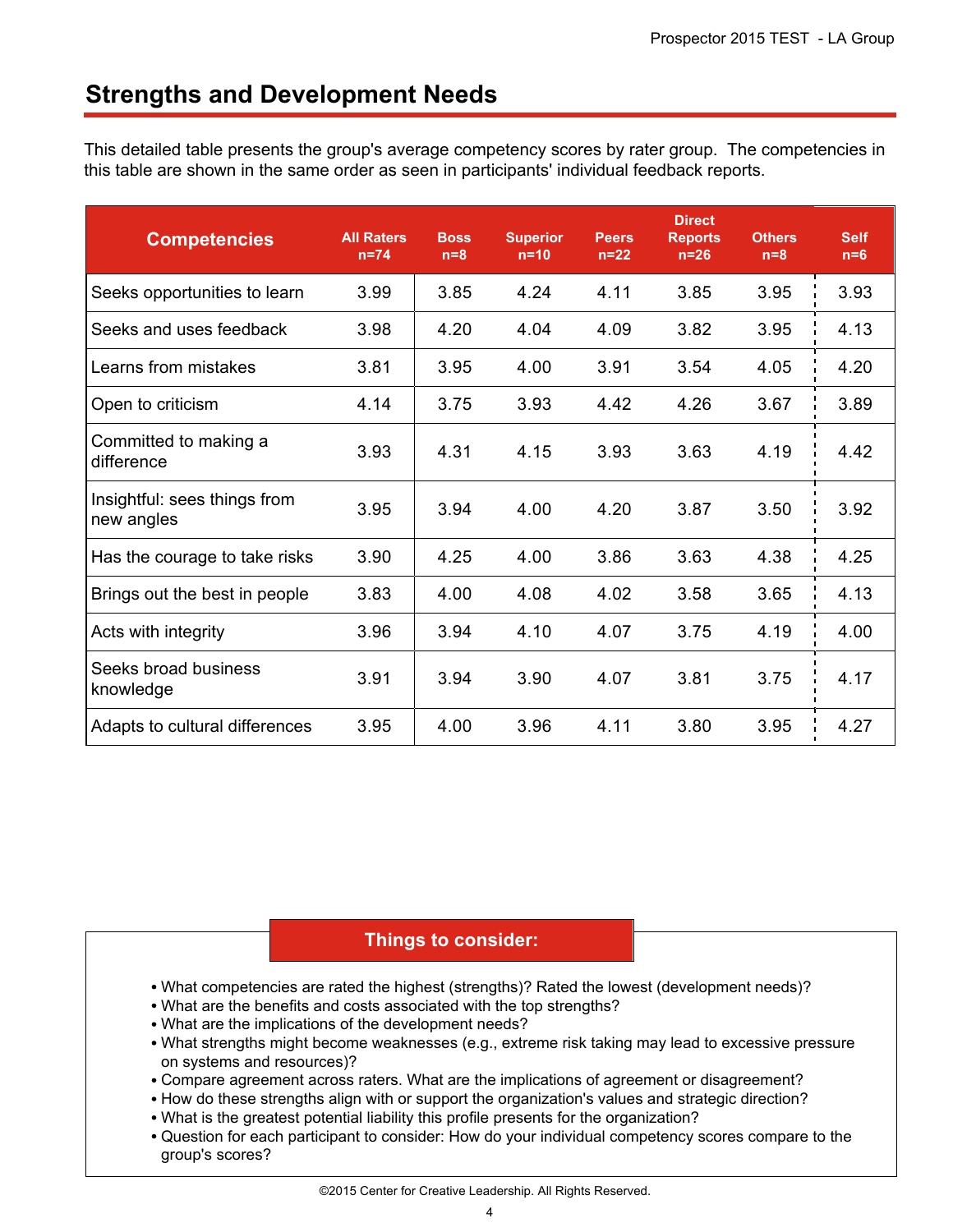## Strengths and Development Needs

This detailed table presents the group's average competency scores by rater group. The competencies in this table are shown in the same order as seen in participants' individual feedback reports.

| Competencies | All Raters n=74 | Boss n=8 | Superior n=10 | Peers n=22 | Direct Reports n=26 | Others n=8 | Self n=6 |
|---|---|---|---|---|---|---|---|
| Seeks opportunities to learn | 3.99 | 3.85 | 4.24 | 4.11 | 3.85 | 3.95 | 3.93 |
| Seeks and uses feedback | 3.98 | 4.20 | 4.04 | 4.09 | 3.82 | 3.95 | 4.13 |
| Learns from mistakes | 3.81 | 3.95 | 4.00 | 3.91 | 3.54 | 4.05 | 4.20 |
| Open to criticism | 4.14 | 3.75 | 3.93 | 4.42 | 4.26 | 3.67 | 3.89 |
| Committed to making a difference | 3.93 | 4.31 | 4.15 | 3.93 | 3.63 | 4.19 | 4.42 |
| Insightful: sees things from new angles | 3.95 | 3.94 | 4.00 | 4.20 | 3.87 | 3.50 | 3.92 |
| Has the courage to take risks | 3.90 | 4.25 | 4.00 | 3.86 | 3.63 | 4.38 | 4.25 |
| Brings out the best in people | 3.83 | 4.00 | 4.08 | 4.02 | 3.58 | 3.65 | 4.13 |
| Acts with integrity | 3.96 | 3.94 | 4.10 | 4.07 | 3.75 | 4.19 | 4.00 |
| Seeks broad business knowledge | 3.91 | 3.94 | 3.90 | 4.07 | 3.81 | 3.75 | 4.17 |
| Adapts to cultural differences | 3.95 | 4.00 | 3.96 | 4.11 | 3.80 | 3.95 | 4.27 |

**Things to consider:**

- What competencies are rated the highest (strengths)? Rated the lowest (development needs)?
- What are the benefits and costs associated with the top strengths?
- What are the implications of the development needs?
- What strengths might become weaknesses (e.g., extreme risk taking may lead to excessive pressure on systems and resources)?
- Compare agreement across raters. What are the implications of agreement or disagreement?
- How do these strengths align with or support the organization's values and strategic direction?
- What is the greatest potential liability this profile presents for the organization?
- Question for each participant to consider: How do your individual competency scores compare to the group's scores?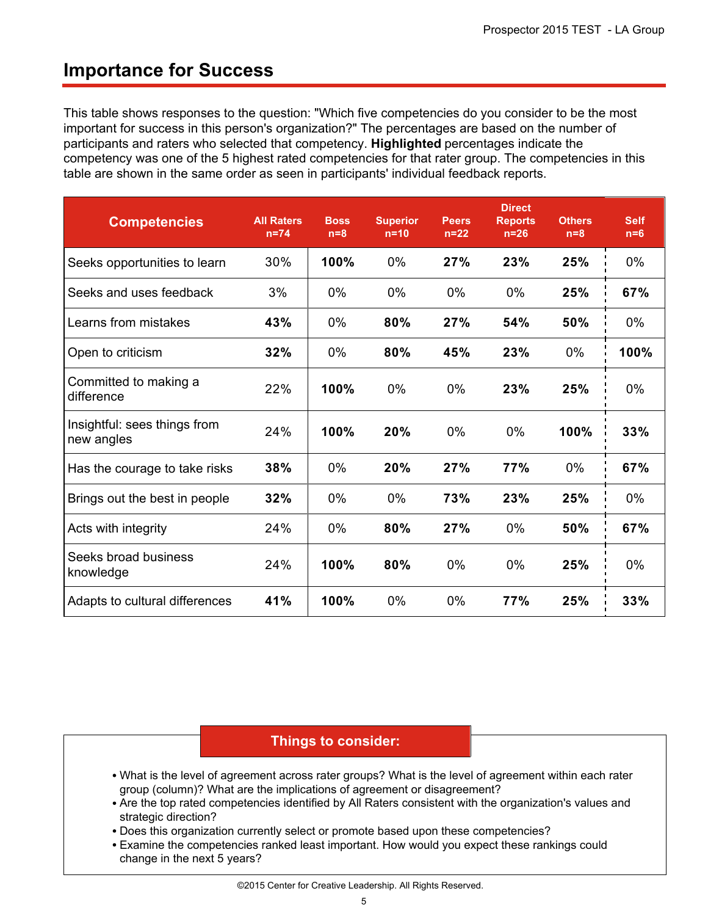## Importance for Success

This table shows responses to the question: "Which five competencies do you consider to be the most important for success in this person's organization?" The percentages are based on the number of participants and raters who selected that competency. **Highlighted** percentages indicate the competency was one of the 5 highest rated competencies for that rater group. The competencies in this table are shown in the same order as seen in participants' individual feedback reports.

| Competencies | All Raters n=74 | Boss n=8 | Superior n=10 | Peers n=22 | Direct Reports n=26 | Others n=8 | Self n=6 |
|---|---|---|---|---|---|---|---|
| Seeks opportunities to learn | 30% | **100%** | 0% | **27%** | **23%** | **25%** | 0% |
| Seeks and uses feedback | 3% | 0% | 0% | 0% | 0% | **25%** | **67%** |
| Learns from mistakes | **43%** | 0% | **80%** | **27%** | **54%** | **50%** | 0% |
| Open to criticism | **32%** | 0% | **80%** | **45%** | **23%** | 0% | **100%** |
| Committed to making a difference | 22% | **100%** | 0% | 0% | **23%** | **25%** | 0% |
| Insightful: sees things from new angles | 24% | **100%** | **20%** | 0% | 0% | **100%** | **33%** |
| Has the courage to take risks | **38%** | 0% | **20%** | **27%** | **77%** | 0% | **67%** |
| Brings out the best in people | **32%** | 0% | 0% | **73%** | **23%** | **25%** | 0% |
| Acts with integrity | 24% | 0% | **80%** | **27%** | 0% | **50%** | **67%** |
| Seeks broad business knowledge | 24% | **100%** | **80%** | 0% | 0% | **25%** | 0% |
| Adapts to cultural differences | **41%** | **100%** | 0% | 0% | **77%** | **25%** | **33%** |

**Things to consider:**

- What is the level of agreement across rater groups? What is the level of agreement within each rater group (column)? What are the implications of agreement or disagreement?
- Are the top rated competencies identified by All Raters consistent with the organization's values and strategic direction?
- Does this organization currently select or promote based upon these competencies?
- Examine the competencies ranked least important. How would you expect these rankings could change in the next 5 years?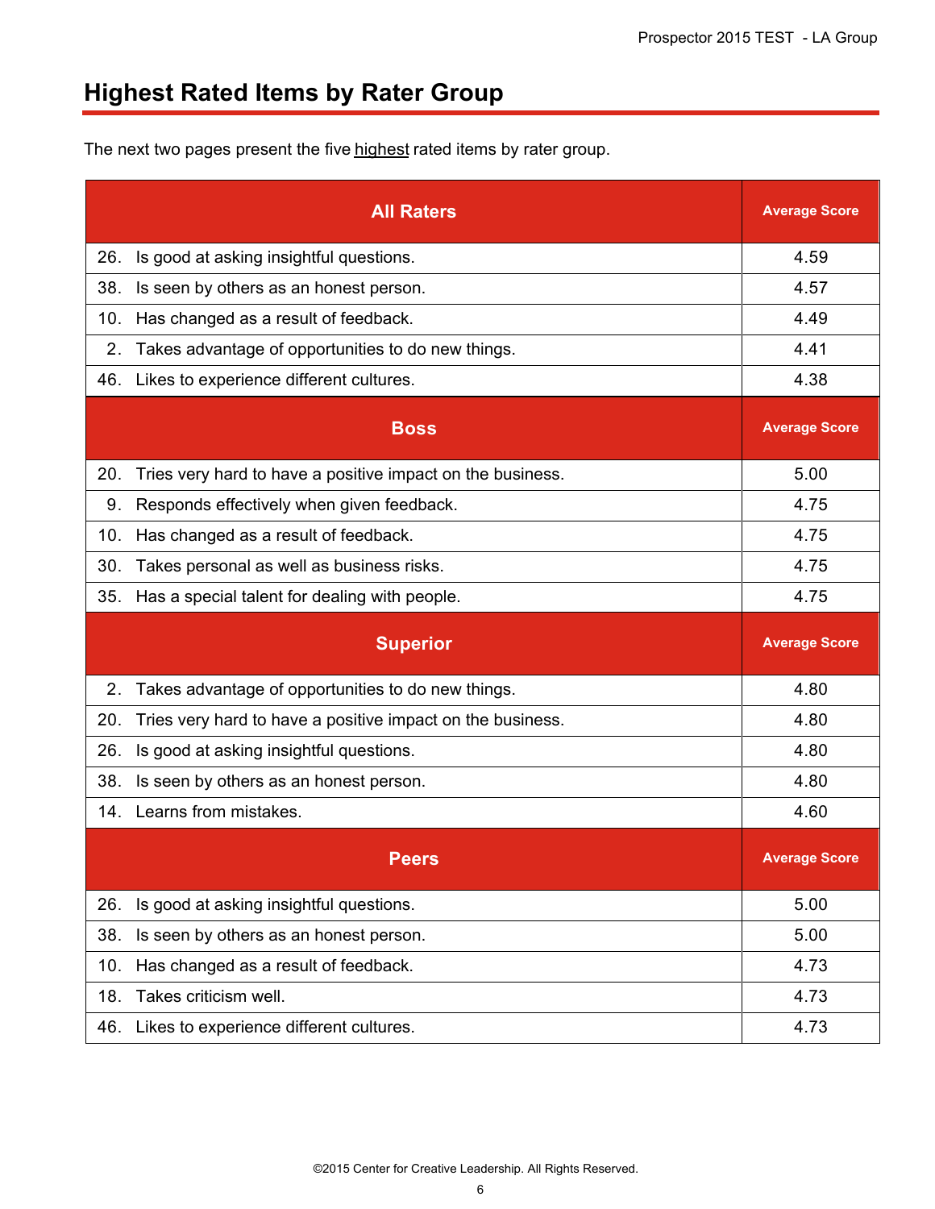## Highest Rated Items by Rater Group

The next two pages present the five highest rated items by rater group.

| All Raters | Average Score |
|---|---|
| 26. Is good at asking insightful questions. | 4.59 |
| 38. Is seen by others as an honest person. | 4.57 |
| 10. Has changed as a result of feedback. | 4.49 |
| 2. Takes advantage of opportunities to do new things. | 4.41 |
| 46. Likes to experience different cultures. | 4.38 |

| Boss | Average Score |
|---|---|
| 20. Tries very hard to have a positive impact on the business. | 5.00 |
| 9. Responds effectively when given feedback. | 4.75 |
| 10. Has changed as a result of feedback. | 4.75 |
| 30. Takes personal as well as business risks. | 4.75 |
| 35. Has a special talent for dealing with people. | 4.75 |

| Superior | Average Score |
|---|---|
| 2. Takes advantage of opportunities to do new things. | 4.80 |
| 20. Tries very hard to have a positive impact on the business. | 4.80 |
| 26. Is good at asking insightful questions. | 4.80 |
| 38. Is seen by others as an honest person. | 4.80 |
| 14. Learns from mistakes. | 4.60 |

| Peers | Average Score |
|---|---|
| 26. Is good at asking insightful questions. | 5.00 |
| 38. Is seen by others as an honest person. | 5.00 |
| 10. Has changed as a result of feedback. | 4.73 |
| 18. Takes criticism well. | 4.73 |
| 46. Likes to experience different cultures. | 4.73 |

©2015 Center for Creative Leadership. All Rights Reserved.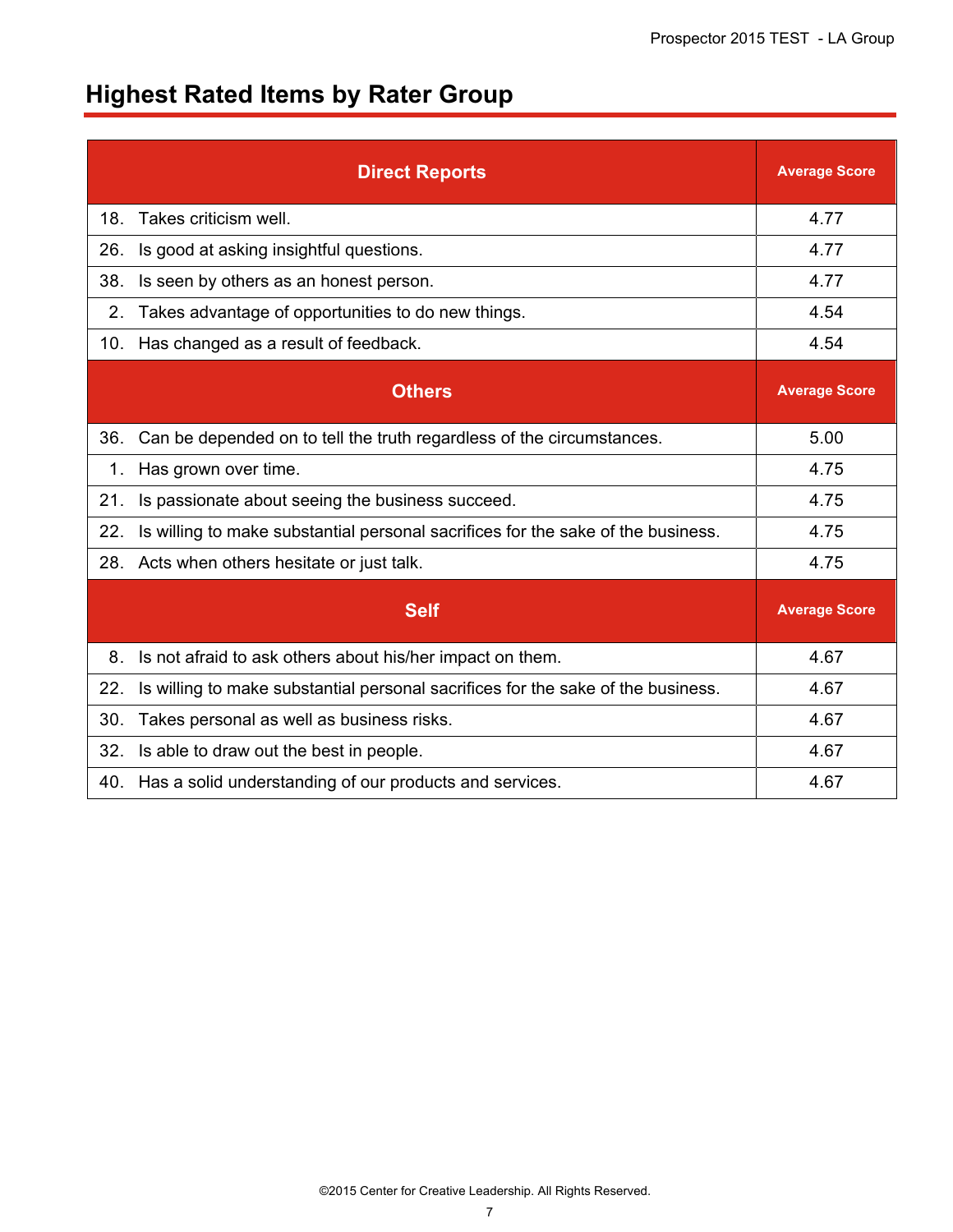## Highest Rated Items by Rater Group

| Direct Reports | Average Score |
|---|---|
| 18. Takes criticism well. | 4.77 |
| 26. Is good at asking insightful questions. | 4.77 |
| 38. Is seen by others as an honest person. | 4.77 |
| 2. Takes advantage of opportunities to do new things. | 4.54 |
| 10. Has changed as a result of feedback. | 4.54 |
| **Others** | **Average Score** |
| 36. Can be depended on to tell the truth regardless of the circumstances. | 5.00 |
| 1. Has grown over time. | 4.75 |
| 21. Is passionate about seeing the business succeed. | 4.75 |
| 22. Is willing to make substantial personal sacrifices for the sake of the business. | 4.75 |
| 28. Acts when others hesitate or just talk. | 4.75 |
| **Self** | **Average Score** |
| 8. Is not afraid to ask others about his/her impact on them. | 4.67 |
| 22. Is willing to make substantial personal sacrifices for the sake of the business. | 4.67 |
| 30. Takes personal as well as business risks. | 4.67 |
| 32. Is able to draw out the best in people. | 4.67 |
| 40. Has a solid understanding of our products and services. | 4.67 |

©2015 Center for Creative Leadership. All Rights Reserved.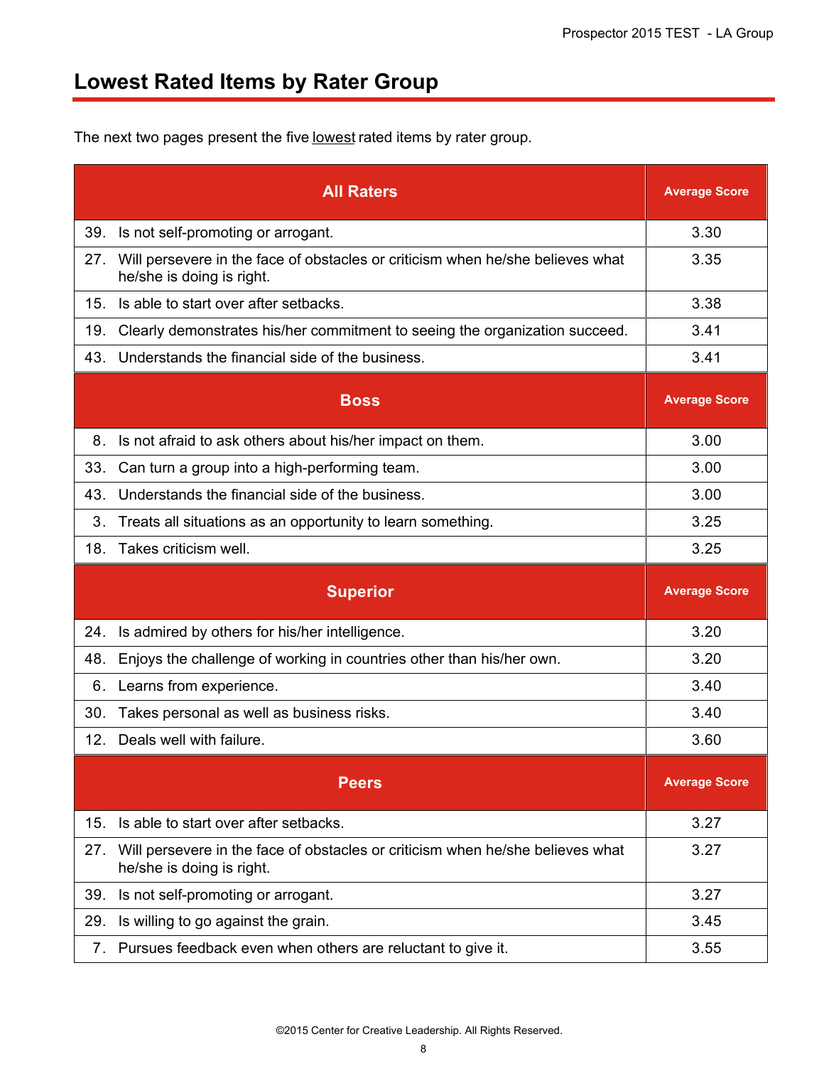## Lowest Rated Items by Rater Group

The next two pages present the five lowest rated items by rater group.

| All Raters | Average Score |
|---|---|
| 39. Is not self-promoting or arrogant. | 3.30 |
| 27. Will persevere in the face of obstacles or criticism when he/she believes what he/she is doing is right. | 3.35 |
| 15. Is able to start over after setbacks. | 3.38 |
| 19. Clearly demonstrates his/her commitment to seeing the organization succeed. | 3.41 |
| 43. Understands the financial side of the business. | 3.41 |
| **Boss** | **Average Score** |
| 8. Is not afraid to ask others about his/her impact on them. | 3.00 |
| 33. Can turn a group into a high-performing team. | 3.00 |
| 43. Understands the financial side of the business. | 3.00 |
| 3. Treats all situations as an opportunity to learn something. | 3.25 |
| 18. Takes criticism well. | 3.25 |
| **Superior** | **Average Score** |
| 24. Is admired by others for his/her intelligence. | 3.20 |
| 48. Enjoys the challenge of working in countries other than his/her own. | 3.20 |
| 6. Learns from experience. | 3.40 |
| 30. Takes personal as well as business risks. | 3.40 |
| 12. Deals well with failure. | 3.60 |
| **Peers** | **Average Score** |
| 15. Is able to start over after setbacks. | 3.27 |
| 27. Will persevere in the face of obstacles or criticism when he/she believes what he/she is doing is right. | 3.27 |
| 39. Is not self-promoting or arrogant. | 3.27 |
| 29. Is willing to go against the grain. | 3.45 |
| 7. Pursues feedback even when others are reluctant to give it. | 3.55 |

©2015 Center for Creative Leadership. All Rights Reserved.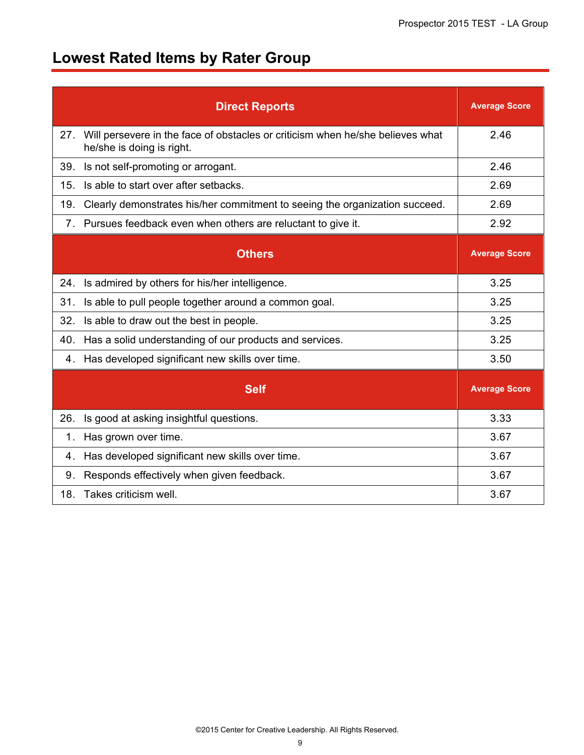## Lowest Rated Items by Rater Group

| Direct Reports | Average Score |
|---|---|
| 27. Will persevere in the face of obstacles or criticism when he/she believes what he/she is doing is right. | 2.46 |
| 39. Is not self-promoting or arrogant. | 2.46 |
| 15. Is able to start over after setbacks. | 2.69 |
| 19. Clearly demonstrates his/her commitment to seeing the organization succeed. | 2.69 |
| 7. Pursues feedback even when others are reluctant to give it. | 2.92 |
| **Others** | **Average Score** |
| 24. Is admired by others for his/her intelligence. | 3.25 |
| 31. Is able to pull people together around a common goal. | 3.25 |
| 32. Is able to draw out the best in people. | 3.25 |
| 40. Has a solid understanding of our products and services. | 3.25 |
| 4. Has developed significant new skills over time. | 3.50 |
| **Self** | **Average Score** |
| 26. Is good at asking insightful questions. | 3.33 |
| 1. Has grown over time. | 3.67 |
| 4. Has developed significant new skills over time. | 3.67 |
| 9. Responds effectively when given feedback. | 3.67 |
| 18. Takes criticism well. | 3.67 |

©2015 Center for Creative Leadership. All Rights Reserved.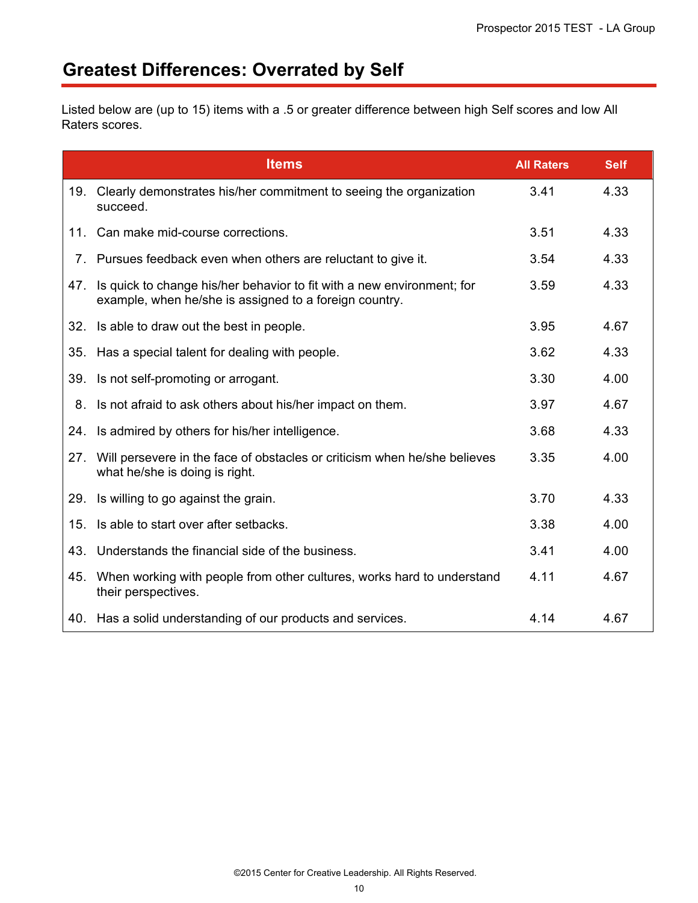# Greatest Differences: Overrated by Self

Listed below are (up to 15) items with a .5 or greater difference between high Self scores and low All Raters scores.

| Items | All Raters | Self |
|---|---|---|
| 19. Clearly demonstrates his/her commitment to seeing the organization succeed. | 3.41 | 4.33 |
| 11. Can make mid-course corrections. | 3.51 | 4.33 |
| 7. Pursues feedback even when others are reluctant to give it. | 3.54 | 4.33 |
| 47. Is quick to change his/her behavior to fit with a new environment; for example, when he/she is assigned to a foreign country. | 3.59 | 4.33 |
| 32. Is able to draw out the best in people. | 3.95 | 4.67 |
| 35. Has a special talent for dealing with people. | 3.62 | 4.33 |
| 39. Is not self-promoting or arrogant. | 3.30 | 4.00 |
| 8. Is not afraid to ask others about his/her impact on them. | 3.97 | 4.67 |
| 24. Is admired by others for his/her intelligence. | 3.68 | 4.33 |
| 27. Will persevere in the face of obstacles or criticism when he/she believes what he/she is doing is right. | 3.35 | 4.00 |
| 29. Is willing to go against the grain. | 3.70 | 4.33 |
| 15. Is able to start over after setbacks. | 3.38 | 4.00 |
| 43. Understands the financial side of the business. | 3.41 | 4.00 |
| 45. When working with people from other cultures, works hard to understand their perspectives. | 4.11 | 4.67 |
| 40. Has a solid understanding of our products and services. | 4.14 | 4.67 |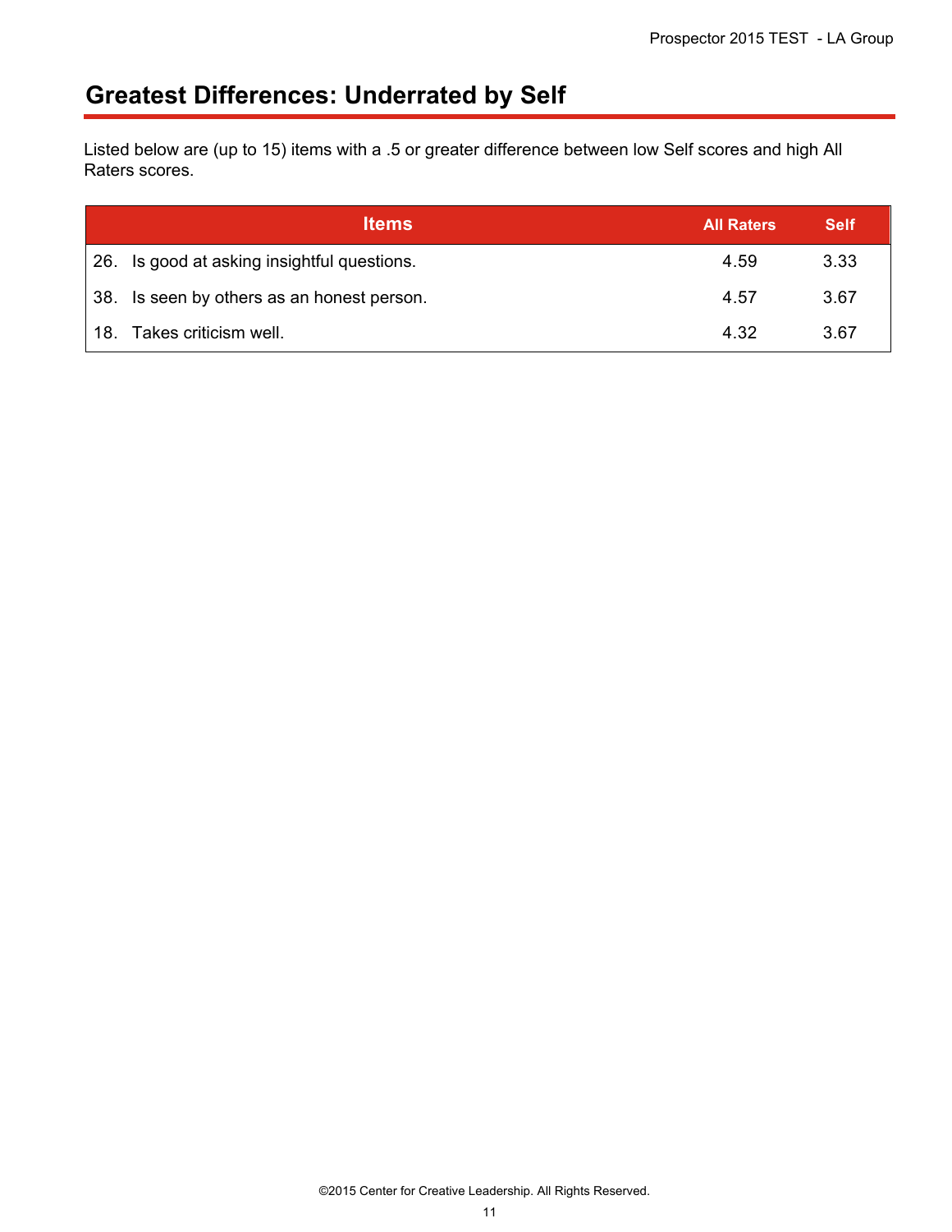## Greatest Differences: Underrated by Self

Listed below are (up to 15) items with a .5 or greater difference between low Self scores and high All Raters scores.

| Items | All Raters | Self |
|---|---|---|
| 26. Is good at asking insightful questions. | 4.59 | 3.33 |
| 38. Is seen by others as an honest person. | 4.57 | 3.67 |
| 18. Takes criticism well. | 4.32 | 3.67 |

©2015 Center for Creative Leadership. All Rights Reserved.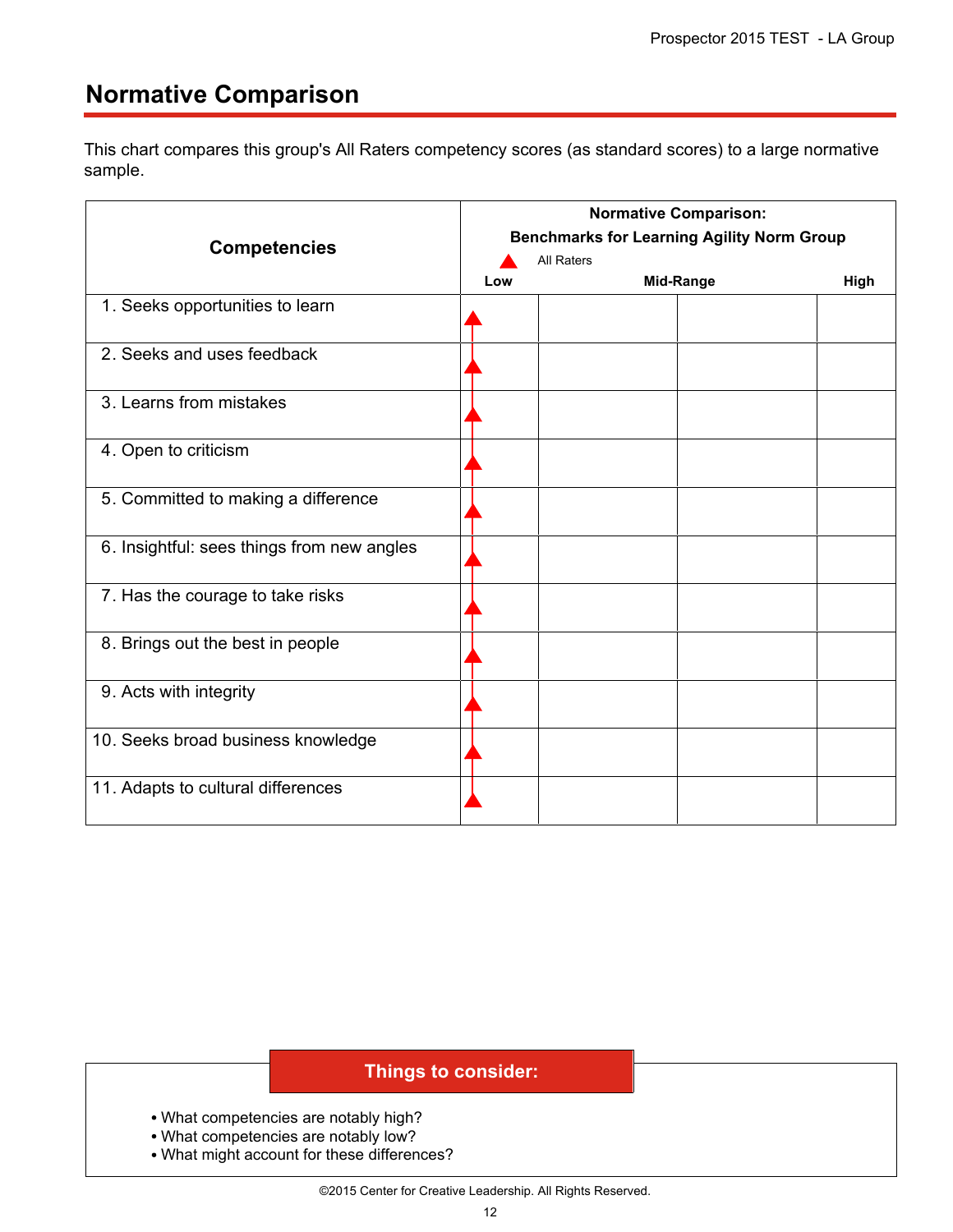## Normative Comparison

This chart compares this group's All Raters competency scores (as standard scores) to a large normative sample.

Competencies

Normative Comparison:
Benchmarks for Learning Agility Norm Group

All Raters

Low
Mid-Range
High

1. Seeks opportunities to learn
2. Seeks and uses feedback
3. Learns from mistakes
4. Open to criticism
5. Committed to making a difference
6. Insightful: sees things from new angles
7. Has the courage to take risks
8. Brings out the best in people
9. Acts with integrity
10. Seeks broad business knowledge
11. Adapts to cultural differences

**Things to consider:**

- What competencies are notably high?
- What competencies are notably low?
- What might account for these differences?

©2015 Center for Creative Leadership. All Rights Reserved.